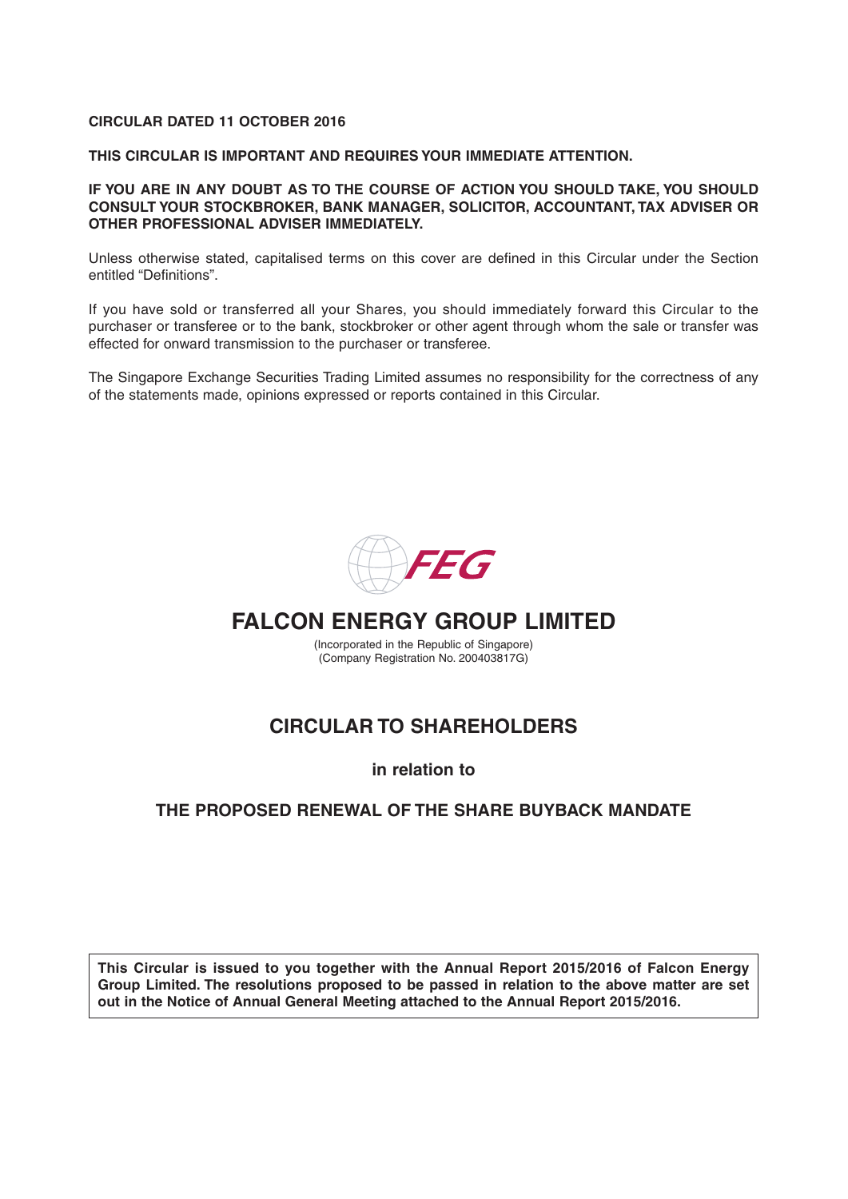**CIRCULAR DATED 11 OCTOBER 2016**

**THIS CIRCULAR IS IMPORTANT AND REQUIRES YOUR IMMEDIATE ATTENTION.**

**IF YOU ARE IN ANY DOUBT AS TO THE COURSE OF ACTION YOU SHOULD TAKE, YOU SHOULD CONSULT YOUR STOCKBROKER, BANK MANAGER, SOLICITOR, ACCOUNTANT, TAX ADVISER OR OTHER PROFESSIONAL ADVISER IMMEDIATELY.**

Unless otherwise stated, capitalised terms on this cover are defined in this Circular under the Section entitled "Definitions".

If you have sold or transferred all your Shares, you should immediately forward this Circular to the purchaser or transferee or to the bank, stockbroker or other agent through whom the sale or transfer was effected for onward transmission to the purchaser or transferee.

The Singapore Exchange Securities Trading Limited assumes no responsibility for the correctness of any of the statements made, opinions expressed or reports contained in this Circular.

FEG

# FALCON ENERGY GROUP LIMITED

(Incorporated in the Republic of Singapore)
(Company Registration No. 200403817G)

## CIRCULAR TO SHAREHOLDERS

**in relation to**

## THE PROPOSED RENEWAL OF THE SHARE BUYBACK MANDATE

**This Circular is issued to you together with the Annual Report 2015/2016 of Falcon Energy Group Limited. The resolutions proposed to be passed in relation to the above matter are set out in the Notice of Annual General Meeting attached to the Annual Report 2015/2016.**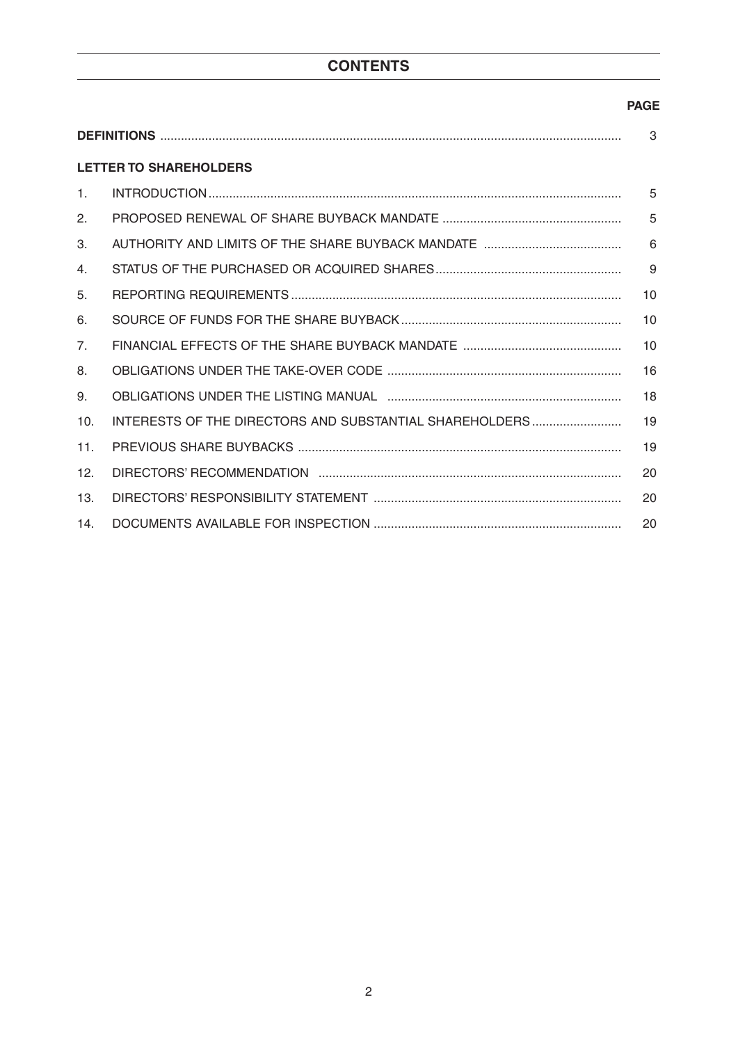# CONTENTS

| | | PAGE |
|---|---|---|
| **DEFINITIONS** | | 3 |
| **LETTER TO SHAREHOLDERS** | | |
| 1. | INTRODUCTION | 5 |
| 2. | PROPOSED RENEWAL OF SHARE BUYBACK MANDATE | 5 |
| 3. | AUTHORITY AND LIMITS OF THE SHARE BUYBACK MANDATE | 6 |
| 4. | STATUS OF THE PURCHASED OR ACQUIRED SHARES | 9 |
| 5. | REPORTING REQUIREMENTS | 10 |
| 6. | SOURCE OF FUNDS FOR THE SHARE BUYBACK | 10 |
| 7. | FINANCIAL EFFECTS OF THE SHARE BUYBACK MANDATE | 10 |
| 8. | OBLIGATIONS UNDER THE TAKE-OVER CODE | 16 |
| 9. | OBLIGATIONS UNDER THE LISTING MANUAL | 18 |
| 10. | INTERESTS OF THE DIRECTORS AND SUBSTANTIAL SHAREHOLDERS | 19 |
| 11. | PREVIOUS SHARE BUYBACKS | 19 |
| 12. | DIRECTORS' RECOMMENDATION | 20 |
| 13. | DIRECTORS' RESPONSIBILITY STATEMENT | 20 |
| 14. | DOCUMENTS AVAILABLE FOR INSPECTION | 20 |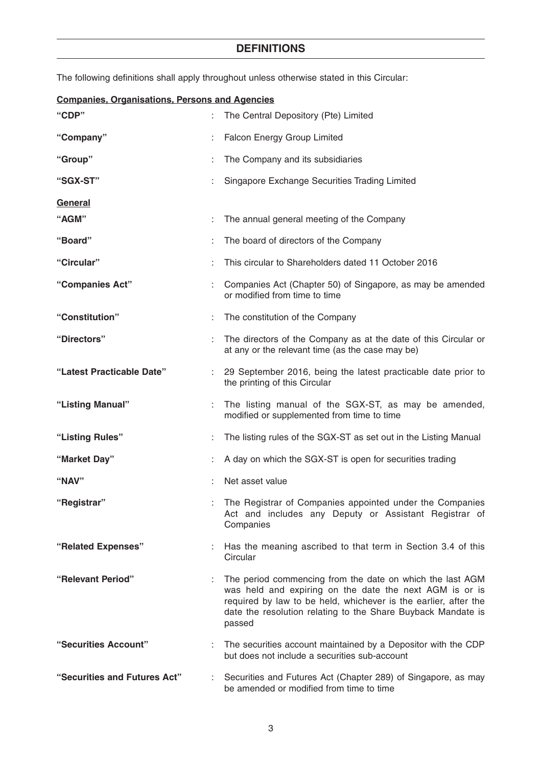## DEFINITIONS

The following definitions shall apply throughout unless otherwise stated in this Circular:

**Companies, Organisations, Persons and Agencies**

| | | |
|---|---|---|
| **"CDP"** | : | The Central Depository (Pte) Limited |
| **"Company"** | : | Falcon Energy Group Limited |
| **"Group"** | : | The Company and its subsidiaries |
| **"SGX-ST"** | : | Singapore Exchange Securities Trading Limited |

**General**

| | | |
|---|---|---|
| **"AGM"** | : | The annual general meeting of the Company |
| **"Board"** | : | The board of directors of the Company |
| **"Circular"** | : | This circular to Shareholders dated 11 October 2016 |
| **"Companies Act"** | : | Companies Act (Chapter 50) of Singapore, as may be amended or modified from time to time |
| **"Constitution"** | : | The constitution of the Company |
| **"Directors"** | : | The directors of the Company as at the date of this Circular or at any or the relevant time (as the case may be) |
| **"Latest Practicable Date"** | : | 29 September 2016, being the latest practicable date prior to the printing of this Circular |
| **"Listing Manual"** | : | The listing manual of the SGX-ST, as may be amended, modified or supplemented from time to time |
| **"Listing Rules"** | : | The listing rules of the SGX-ST as set out in the Listing Manual |
| **"Market Day"** | : | A day on which the SGX-ST is open for securities trading |
| **"NAV"** | : | Net asset value |
| **"Registrar"** | : | The Registrar of Companies appointed under the Companies Act and includes any Deputy or Assistant Registrar of Companies |
| **"Related Expenses"** | : | Has the meaning ascribed to that term in Section 3.4 of this Circular |
| **"Relevant Period"** | : | The period commencing from the date on which the last AGM was held and expiring on the date the next AGM is or is required by law to be held, whichever is the earlier, after the date the resolution relating to the Share Buyback Mandate is passed |
| **"Securities Account"** | : | The securities account maintained by a Depositor with the CDP but does not include a securities sub-account |
| **"Securities and Futures Act"** | : | Securities and Futures Act (Chapter 289) of Singapore, as may be amended or modified from time to time |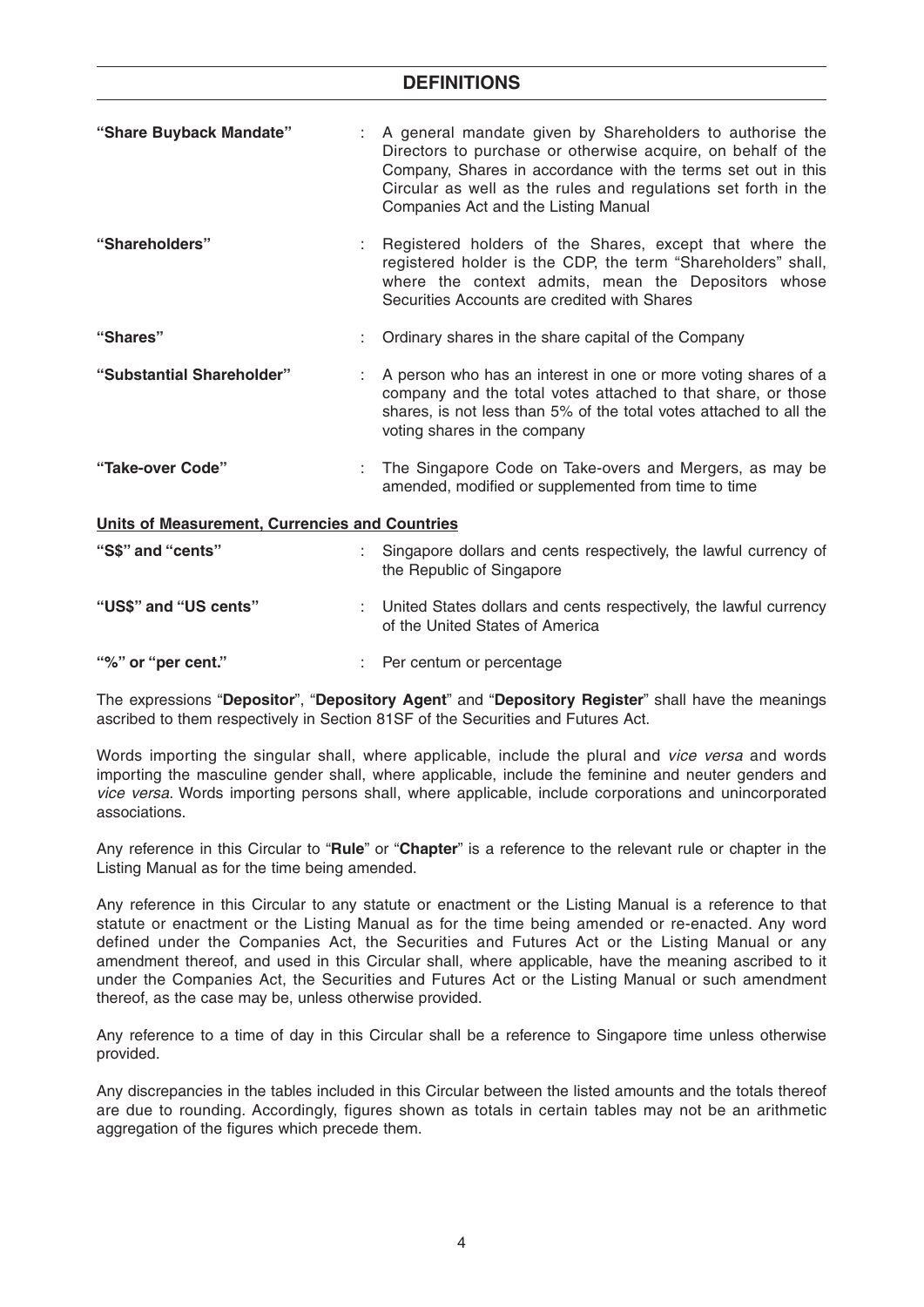## DEFINITIONS

| | | |
|---|---|---|
| **"Share Buyback Mandate"** | : | A general mandate given by Shareholders to authorise the Directors to purchase or otherwise acquire, on behalf of the Company, Shares in accordance with the terms set out in this Circular as well as the rules and regulations set forth in the Companies Act and the Listing Manual |
| **"Shareholders"** | : | Registered holders of the Shares, except that where the registered holder is the CDP, the term "Shareholders" shall, where the context admits, mean the Depositors whose Securities Accounts are credited with Shares |
| **"Shares"** | : | Ordinary shares in the share capital of the Company |
| **"Substantial Shareholder"** | : | A person who has an interest in one or more voting shares of a company and the total votes attached to that share, or those shares, is not less than 5% of the total votes attached to all the voting shares in the company |
| **"Take-over Code"** | : | The Singapore Code on Take-overs and Mergers, as may be amended, modified or supplemented from time to time |

**Units of Measurement, Currencies and Countries**

| | | |
|---|---|---|
| **"S$" and "cents"** | : | Singapore dollars and cents respectively, the lawful currency of the Republic of Singapore |
| **"US$" and "US cents"** | : | United States dollars and cents respectively, the lawful currency of the United States of America |
| **"%" or "per cent."** | : | Per centum or percentage |

The expressions "**Depositor**", "**Depository Agent**" and "**Depository Register**" shall have the meanings ascribed to them respectively in Section 81SF of the Securities and Futures Act.

Words importing the singular shall, where applicable, include the plural and *vice versa* and words importing the masculine gender shall, where applicable, include the feminine and neuter genders and *vice versa*. Words importing persons shall, where applicable, include corporations and unincorporated associations.

Any reference in this Circular to "**Rule**" or "**Chapter**" is a reference to the relevant rule or chapter in the Listing Manual as for the time being amended.

Any reference in this Circular to any statute or enactment or the Listing Manual is a reference to that statute or enactment or the Listing Manual as for the time being amended or re-enacted. Any word defined under the Companies Act, the Securities and Futures Act or the Listing Manual or any amendment thereof, and used in this Circular shall, where applicable, have the meaning ascribed to it under the Companies Act, the Securities and Futures Act or the Listing Manual or such amendment thereof, as the case may be, unless otherwise provided.

Any reference to a time of day in this Circular shall be a reference to Singapore time unless otherwise provided.

Any discrepancies in the tables included in this Circular between the listed amounts and the totals thereof are due to rounding. Accordingly, figures shown as totals in certain tables may not be an arithmetic aggregation of the figures which precede them.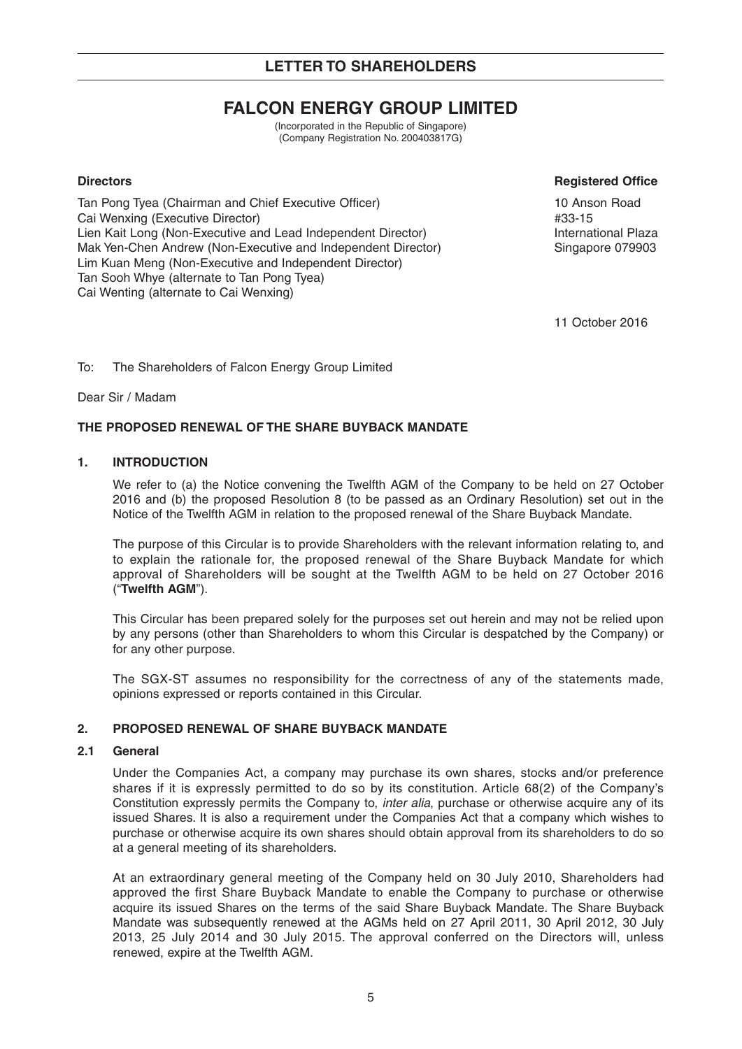## LETTER TO SHAREHOLDERS

# FALCON ENERGY GROUP LIMITED

(Incorporated in the Republic of Singapore)
(Company Registration No. 200403817G)

**Directors**

Tan Pong Tyea (Chairman and Chief Executive Officer)
Cai Wenxing (Executive Director)
Lien Kait Long (Non-Executive and Lead Independent Director)
Mak Yen-Chen Andrew (Non-Executive and Independent Director)
Lim Kuan Meng (Non-Executive and Independent Director)
Tan Sooh Whye (alternate to Tan Pong Tyea)
Cai Wenting (alternate to Cai Wenxing)

**Registered Office**

10 Anson Road
#33-15
International Plaza
Singapore 079903

11 October 2016

To: The Shareholders of Falcon Energy Group Limited

Dear Sir / Madam

**THE PROPOSED RENEWAL OF THE SHARE BUYBACK MANDATE**

**1. INTRODUCTION**

We refer to (a) the Notice convening the Twelfth AGM of the Company to be held on 27 October 2016 and (b) the proposed Resolution 8 (to be passed as an Ordinary Resolution) set out in the Notice of the Twelfth AGM in relation to the proposed renewal of the Share Buyback Mandate.

The purpose of this Circular is to provide Shareholders with the relevant information relating to, and to explain the rationale for, the proposed renewal of the Share Buyback Mandate for which approval of Shareholders will be sought at the Twelfth AGM to be held on 27 October 2016 ("**Twelfth AGM**").

This Circular has been prepared solely for the purposes set out herein and may not be relied upon by any persons (other than Shareholders to whom this Circular is despatched by the Company) or for any other purpose.

The SGX-ST assumes no responsibility for the correctness of any of the statements made, opinions expressed or reports contained in this Circular.

**2. PROPOSED RENEWAL OF SHARE BUYBACK MANDATE**

**2.1 General**

Under the Companies Act, a company may purchase its own shares, stocks and/or preference shares if it is expressly permitted to do so by its constitution. Article 68(2) of the Company's Constitution expressly permits the Company to, *inter alia*, purchase or otherwise acquire any of its issued Shares. It is also a requirement under the Companies Act that a company which wishes to purchase or otherwise acquire its own shares should obtain approval from its shareholders to do so at a general meeting of its shareholders.

At an extraordinary general meeting of the Company held on 30 July 2010, Shareholders had approved the first Share Buyback Mandate to enable the Company to purchase or otherwise acquire its issued Shares on the terms of the said Share Buyback Mandate. The Share Buyback Mandate was subsequently renewed at the AGMs held on 27 April 2011, 30 April 2012, 30 July 2013, 25 July 2014 and 30 July 2015. The approval conferred on the Directors will, unless renewed, expire at the Twelfth AGM.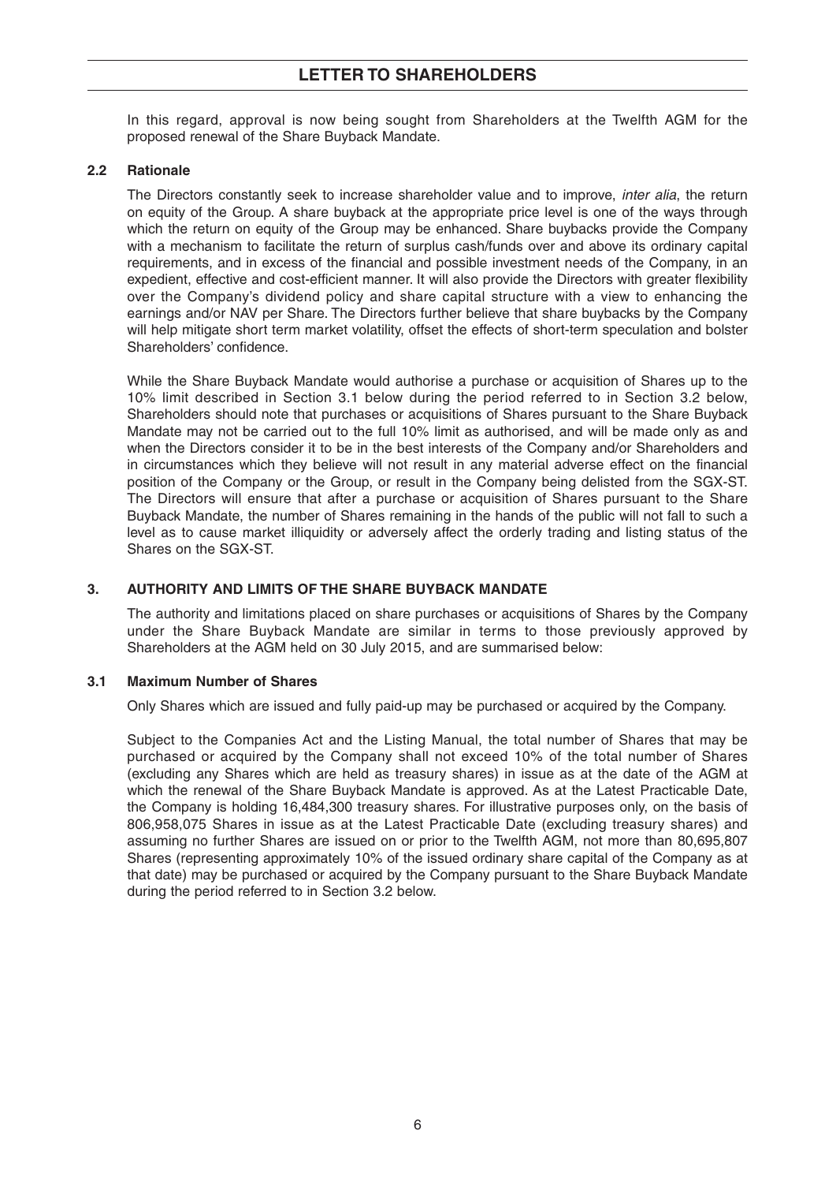In this regard, approval is now being sought from Shareholders at the Twelfth AGM for the proposed renewal of the Share Buyback Mandate.

### 2.2 Rationale

The Directors constantly seek to increase shareholder value and to improve, *inter alia*, the return on equity of the Group. A share buyback at the appropriate price level is one of the ways through which the return on equity of the Group may be enhanced. Share buybacks provide the Company with a mechanism to facilitate the return of surplus cash/funds over and above its ordinary capital requirements, and in excess of the financial and possible investment needs of the Company, in an expedient, effective and cost-efficient manner. It will also provide the Directors with greater flexibility over the Company's dividend policy and share capital structure with a view to enhancing the earnings and/or NAV per Share. The Directors further believe that share buybacks by the Company will help mitigate short term market volatility, offset the effects of short-term speculation and bolster Shareholders' confidence.

While the Share Buyback Mandate would authorise a purchase or acquisition of Shares up to the 10% limit described in Section 3.1 below during the period referred to in Section 3.2 below, Shareholders should note that purchases or acquisitions of Shares pursuant to the Share Buyback Mandate may not be carried out to the full 10% limit as authorised, and will be made only as and when the Directors consider it to be in the best interests of the Company and/or Shareholders and in circumstances which they believe will not result in any material adverse effect on the financial position of the Company or the Group, or result in the Company being delisted from the SGX-ST. The Directors will ensure that after a purchase or acquisition of Shares pursuant to the Share Buyback Mandate, the number of Shares remaining in the hands of the public will not fall to such a level as to cause market illiquidity or adversely affect the orderly trading and listing status of the Shares on the SGX-ST.

## 3. AUTHORITY AND LIMITS OF THE SHARE BUYBACK MANDATE

The authority and limitations placed on share purchases or acquisitions of Shares by the Company under the Share Buyback Mandate are similar in terms to those previously approved by Shareholders at the AGM held on 30 July 2015, and are summarised below:

### 3.1 Maximum Number of Shares

Only Shares which are issued and fully paid-up may be purchased or acquired by the Company.

Subject to the Companies Act and the Listing Manual, the total number of Shares that may be purchased or acquired by the Company shall not exceed 10% of the total number of Shares (excluding any Shares which are held as treasury shares) in issue as at the date of the AGM at which the renewal of the Share Buyback Mandate is approved. As at the Latest Practicable Date, the Company is holding 16,484,300 treasury shares. For illustrative purposes only, on the basis of 806,958,075 Shares in issue as at the Latest Practicable Date (excluding treasury shares) and assuming no further Shares are issued on or prior to the Twelfth AGM, not more than 80,695,807 Shares (representing approximately 10% of the issued ordinary share capital of the Company as at that date) may be purchased or acquired by the Company pursuant to the Share Buyback Mandate during the period referred to in Section 3.2 below.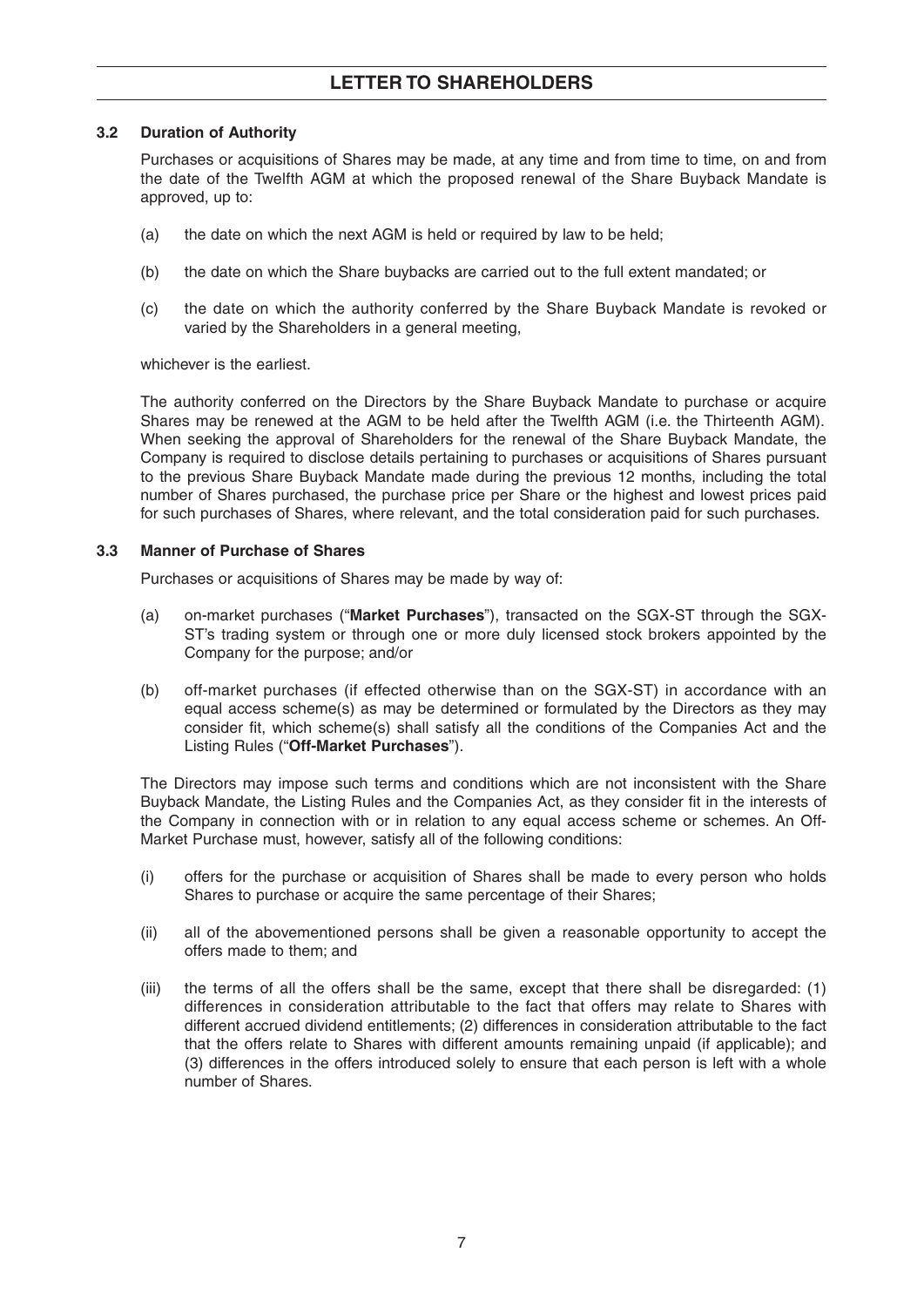### 3.2 Duration of Authority

Purchases or acquisitions of Shares may be made, at any time and from time to time, on and from the date of the Twelfth AGM at which the proposed renewal of the Share Buyback Mandate is approved, up to:

(a) the date on which the next AGM is held or required by law to be held;

(b) the date on which the Share buybacks are carried out to the full extent mandated; or

(c) the date on which the authority conferred by the Share Buyback Mandate is revoked or varied by the Shareholders in a general meeting,

whichever is the earliest.

The authority conferred on the Directors by the Share Buyback Mandate to purchase or acquire Shares may be renewed at the AGM to be held after the Twelfth AGM (i.e. the Thirteenth AGM). When seeking the approval of Shareholders for the renewal of the Share Buyback Mandate, the Company is required to disclose details pertaining to purchases or acquisitions of Shares pursuant to the previous Share Buyback Mandate made during the previous 12 months, including the total number of Shares purchased, the purchase price per Share or the highest and lowest prices paid for such purchases of Shares, where relevant, and the total consideration paid for such purchases.

### 3.3 Manner of Purchase of Shares

Purchases or acquisitions of Shares may be made by way of:

(a) on-market purchases ("**Market Purchases**"), transacted on the SGX-ST through the SGX-ST's trading system or through one or more duly licensed stock brokers appointed by the Company for the purpose; and/or

(b) off-market purchases (if effected otherwise than on the SGX-ST) in accordance with an equal access scheme(s) as may be determined or formulated by the Directors as they may consider fit, which scheme(s) shall satisfy all the conditions of the Companies Act and the Listing Rules ("**Off-Market Purchases**").

The Directors may impose such terms and conditions which are not inconsistent with the Share Buyback Mandate, the Listing Rules and the Companies Act, as they consider fit in the interests of the Company in connection with or in relation to any equal access scheme or schemes. An Off-Market Purchase must, however, satisfy all of the following conditions:

(i) offers for the purchase or acquisition of Shares shall be made to every person who holds Shares to purchase or acquire the same percentage of their Shares;

(ii) all of the abovementioned persons shall be given a reasonable opportunity to accept the offers made to them; and

(iii) the terms of all the offers shall be the same, except that there shall be disregarded: (1) differences in consideration attributable to the fact that offers may relate to Shares with different accrued dividend entitlements; (2) differences in consideration attributable to the fact that the offers relate to Shares with different amounts remaining unpaid (if applicable); and (3) differences in the offers introduced solely to ensure that each person is left with a whole number of Shares.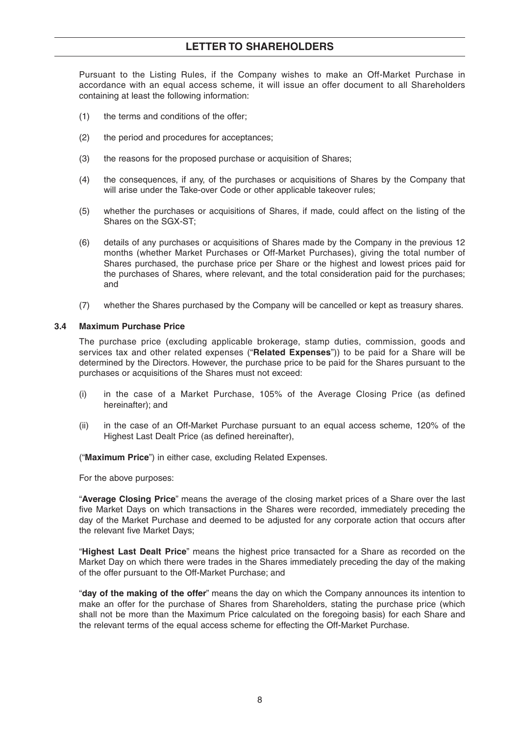Pursuant to the Listing Rules, if the Company wishes to make an Off-Market Purchase in accordance with an equal access scheme, it will issue an offer document to all Shareholders containing at least the following information:

(1) the terms and conditions of the offer;

(2) the period and procedures for acceptances;

(3) the reasons for the proposed purchase or acquisition of Shares;

(4) the consequences, if any, of the purchases or acquisitions of Shares by the Company that will arise under the Take-over Code or other applicable takeover rules;

(5) whether the purchases or acquisitions of Shares, if made, could affect on the listing of the Shares on the SGX-ST;

(6) details of any purchases or acquisitions of Shares made by the Company in the previous 12 months (whether Market Purchases or Off-Market Purchases), giving the total number of Shares purchased, the purchase price per Share or the highest and lowest prices paid for the purchases of Shares, where relevant, and the total consideration paid for the purchases; and

(7) whether the Shares purchased by the Company will be cancelled or kept as treasury shares.

### 3.4 Maximum Purchase Price

The purchase price (excluding applicable brokerage, stamp duties, commission, goods and services tax and other related expenses ("**Related Expenses**")) to be paid for a Share will be determined by the Directors. However, the purchase price to be paid for the Shares pursuant to the purchases or acquisitions of the Shares must not exceed:

(i) in the case of a Market Purchase, 105% of the Average Closing Price (as defined hereinafter); and

(ii) in the case of an Off-Market Purchase pursuant to an equal access scheme, 120% of the Highest Last Dealt Price (as defined hereinafter),

("**Maximum Price**") in either case, excluding Related Expenses.

For the above purposes:

"**Average Closing Price**" means the average of the closing market prices of a Share over the last five Market Days on which transactions in the Shares were recorded, immediately preceding the day of the Market Purchase and deemed to be adjusted for any corporate action that occurs after the relevant five Market Days;

"**Highest Last Dealt Price**" means the highest price transacted for a Share as recorded on the Market Day on which there were trades in the Shares immediately preceding the day of the making of the offer pursuant to the Off-Market Purchase; and

"**day of the making of the offer**" means the day on which the Company announces its intention to make an offer for the purchase of Shares from Shareholders, stating the purchase price (which shall not be more than the Maximum Price calculated on the foregoing basis) for each Share and the relevant terms of the equal access scheme for effecting the Off-Market Purchase.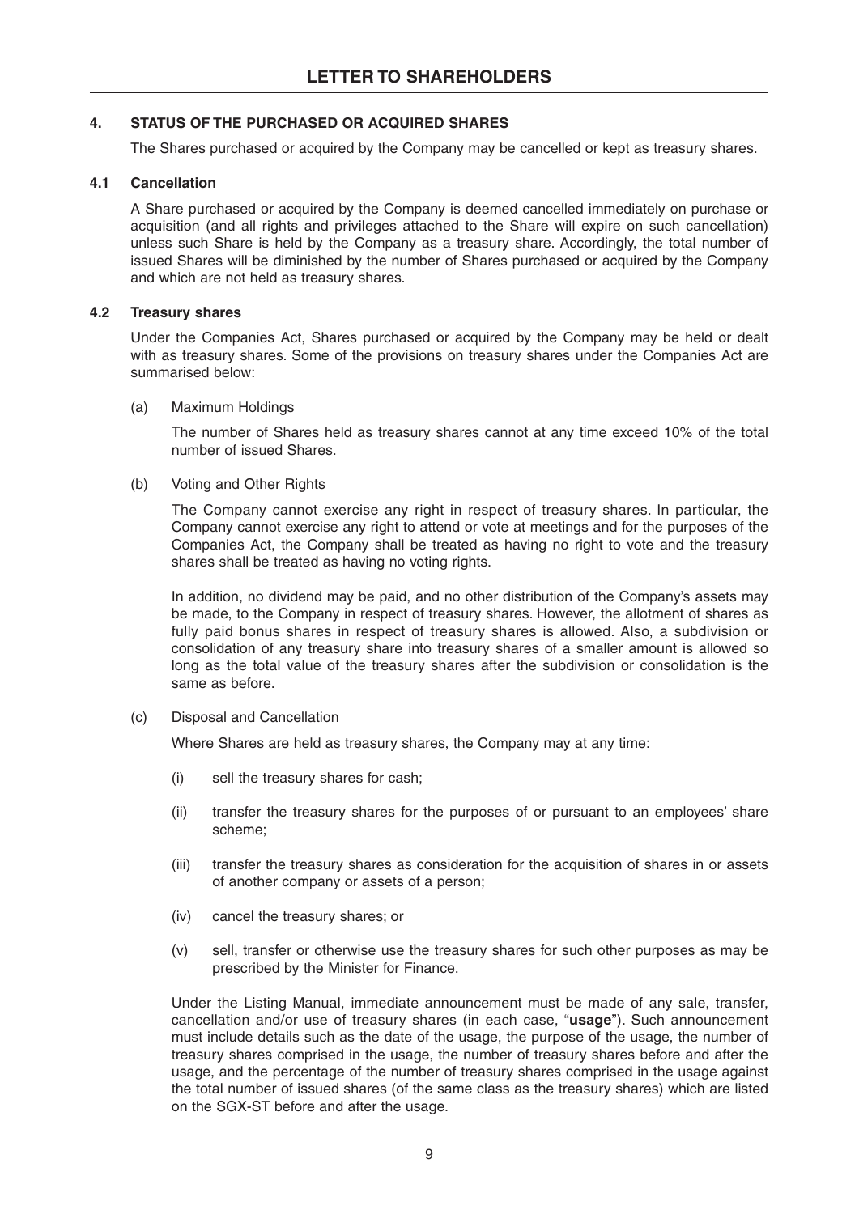## 4. STATUS OF THE PURCHASED OR ACQUIRED SHARES

The Shares purchased or acquired by the Company may be cancelled or kept as treasury shares.

### 4.1 Cancellation

A Share purchased or acquired by the Company is deemed cancelled immediately on purchase or acquisition (and all rights and privileges attached to the Share will expire on such cancellation) unless such Share is held by the Company as a treasury share. Accordingly, the total number of issued Shares will be diminished by the number of Shares purchased or acquired by the Company and which are not held as treasury shares.

### 4.2 Treasury shares

Under the Companies Act, Shares purchased or acquired by the Company may be held or dealt with as treasury shares. Some of the provisions on treasury shares under the Companies Act are summarised below:

(a) Maximum Holdings

The number of Shares held as treasury shares cannot at any time exceed 10% of the total number of issued Shares.

(b) Voting and Other Rights

The Company cannot exercise any right in respect of treasury shares. In particular, the Company cannot exercise any right to attend or vote at meetings and for the purposes of the Companies Act, the Company shall be treated as having no right to vote and the treasury shares shall be treated as having no voting rights.

In addition, no dividend may be paid, and no other distribution of the Company's assets may be made, to the Company in respect of treasury shares. However, the allotment of shares as fully paid bonus shares in respect of treasury shares is allowed. Also, a subdivision or consolidation of any treasury share into treasury shares of a smaller amount is allowed so long as the total value of the treasury shares after the subdivision or consolidation is the same as before.

(c) Disposal and Cancellation

Where Shares are held as treasury shares, the Company may at any time:

(i) sell the treasury shares for cash;

(ii) transfer the treasury shares for the purposes of or pursuant to an employees' share scheme;

(iii) transfer the treasury shares as consideration for the acquisition of shares in or assets of another company or assets of a person;

(iv) cancel the treasury shares; or

(v) sell, transfer or otherwise use the treasury shares for such other purposes as may be prescribed by the Minister for Finance.

Under the Listing Manual, immediate announcement must be made of any sale, transfer, cancellation and/or use of treasury shares (in each case, "**usage**"). Such announcement must include details such as the date of the usage, the purpose of the usage, the number of treasury shares comprised in the usage, the number of treasury shares before and after the usage, and the percentage of the number of treasury shares comprised in the usage against the total number of issued shares (of the same class as the treasury shares) which are listed on the SGX-ST before and after the usage.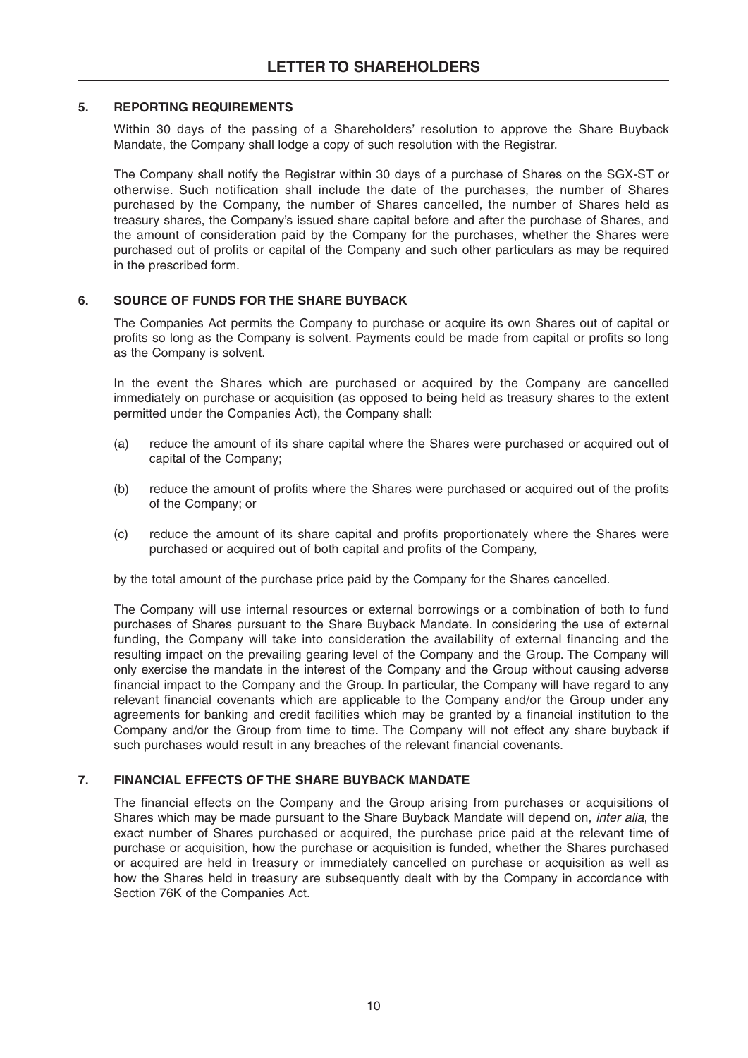## 5. REPORTING REQUIREMENTS

Within 30 days of the passing of a Shareholders' resolution to approve the Share Buyback Mandate, the Company shall lodge a copy of such resolution with the Registrar.

The Company shall notify the Registrar within 30 days of a purchase of Shares on the SGX-ST or otherwise. Such notification shall include the date of the purchases, the number of Shares purchased by the Company, the number of Shares cancelled, the number of Shares held as treasury shares, the Company's issued share capital before and after the purchase of Shares, and the amount of consideration paid by the Company for the purchases, whether the Shares were purchased out of profits or capital of the Company and such other particulars as may be required in the prescribed form.

## 6. SOURCE OF FUNDS FOR THE SHARE BUYBACK

The Companies Act permits the Company to purchase or acquire its own Shares out of capital or profits so long as the Company is solvent. Payments could be made from capital or profits so long as the Company is solvent.

In the event the Shares which are purchased or acquired by the Company are cancelled immediately on purchase or acquisition (as opposed to being held as treasury shares to the extent permitted under the Companies Act), the Company shall:

(a) reduce the amount of its share capital where the Shares were purchased or acquired out of capital of the Company;

(b) reduce the amount of profits where the Shares were purchased or acquired out of the profits of the Company; or

(c) reduce the amount of its share capital and profits proportionately where the Shares were purchased or acquired out of both capital and profits of the Company,

by the total amount of the purchase price paid by the Company for the Shares cancelled.

The Company will use internal resources or external borrowings or a combination of both to fund purchases of Shares pursuant to the Share Buyback Mandate. In considering the use of external funding, the Company will take into consideration the availability of external financing and the resulting impact on the prevailing gearing level of the Company and the Group. The Company will only exercise the mandate in the interest of the Company and the Group without causing adverse financial impact to the Company and the Group. In particular, the Company will have regard to any relevant financial covenants which are applicable to the Company and/or the Group under any agreements for banking and credit facilities which may be granted by a financial institution to the Company and/or the Group from time to time. The Company will not effect any share buyback if such purchases would result in any breaches of the relevant financial covenants.

## 7. FINANCIAL EFFECTS OF THE SHARE BUYBACK MANDATE

The financial effects on the Company and the Group arising from purchases or acquisitions of Shares which may be made pursuant to the Share Buyback Mandate will depend on, *inter alia*, the exact number of Shares purchased or acquired, the purchase price paid at the relevant time of purchase or acquisition, how the purchase or acquisition is funded, whether the Shares purchased or acquired are held in treasury or immediately cancelled on purchase or acquisition as well as how the Shares held in treasury are subsequently dealt with by the Company in accordance with Section 76K of the Companies Act.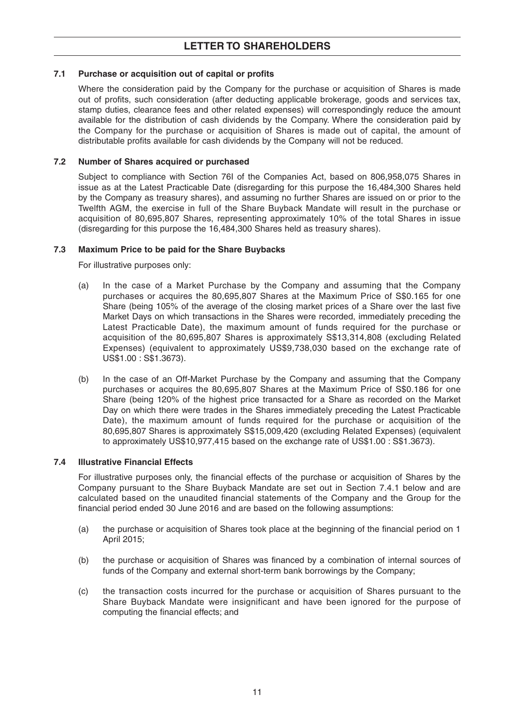### 7.1 Purchase or acquisition out of capital or profits

Where the consideration paid by the Company for the purchase or acquisition of Shares is made out of profits, such consideration (after deducting applicable brokerage, goods and services tax, stamp duties, clearance fees and other related expenses) will correspondingly reduce the amount available for the distribution of cash dividends by the Company. Where the consideration paid by the Company for the purchase or acquisition of Shares is made out of capital, the amount of distributable profits available for cash dividends by the Company will not be reduced.

### 7.2 Number of Shares acquired or purchased

Subject to compliance with Section 76I of the Companies Act, based on 806,958,075 Shares in issue as at the Latest Practicable Date (disregarding for this purpose the 16,484,300 Shares held by the Company as treasury shares), and assuming no further Shares are issued on or prior to the Twelfth AGM, the exercise in full of the Share Buyback Mandate will result in the purchase or acquisition of 80,695,807 Shares, representing approximately 10% of the total Shares in issue (disregarding for this purpose the 16,484,300 Shares held as treasury shares).

### 7.3 Maximum Price to be paid for the Share Buybacks

For illustrative purposes only:

(a) In the case of a Market Purchase by the Company and assuming that the Company purchases or acquires the 80,695,807 Shares at the Maximum Price of S$0.165 for one Share (being 105% of the average of the closing market prices of a Share over the last five Market Days on which transactions in the Shares were recorded, immediately preceding the Latest Practicable Date), the maximum amount of funds required for the purchase or acquisition of the 80,695,807 Shares is approximately S$13,314,808 (excluding Related Expenses) (equivalent to approximately US$9,738,030 based on the exchange rate of US$1.00 : S$1.3673).

(b) In the case of an Off-Market Purchase by the Company and assuming that the Company purchases or acquires the 80,695,807 Shares at the Maximum Price of S$0.186 for one Share (being 120% of the highest price transacted for a Share as recorded on the Market Day on which there were trades in the Shares immediately preceding the Latest Practicable Date), the maximum amount of funds required for the purchase or acquisition of the 80,695,807 Shares is approximately S$15,009,420 (excluding Related Expenses) (equivalent to approximately US$10,977,415 based on the exchange rate of US$1.00 : S$1.3673).

### 7.4 Illustrative Financial Effects

For illustrative purposes only, the financial effects of the purchase or acquisition of Shares by the Company pursuant to the Share Buyback Mandate are set out in Section 7.4.1 below and are calculated based on the unaudited financial statements of the Company and the Group for the financial period ended 30 June 2016 and are based on the following assumptions:

(a) the purchase or acquisition of Shares took place at the beginning of the financial period on 1 April 2015;

(b) the purchase or acquisition of Shares was financed by a combination of internal sources of funds of the Company and external short-term bank borrowings by the Company;

(c) the transaction costs incurred for the purchase or acquisition of Shares pursuant to the Share Buyback Mandate were insignificant and have been ignored for the purpose of computing the financial effects; and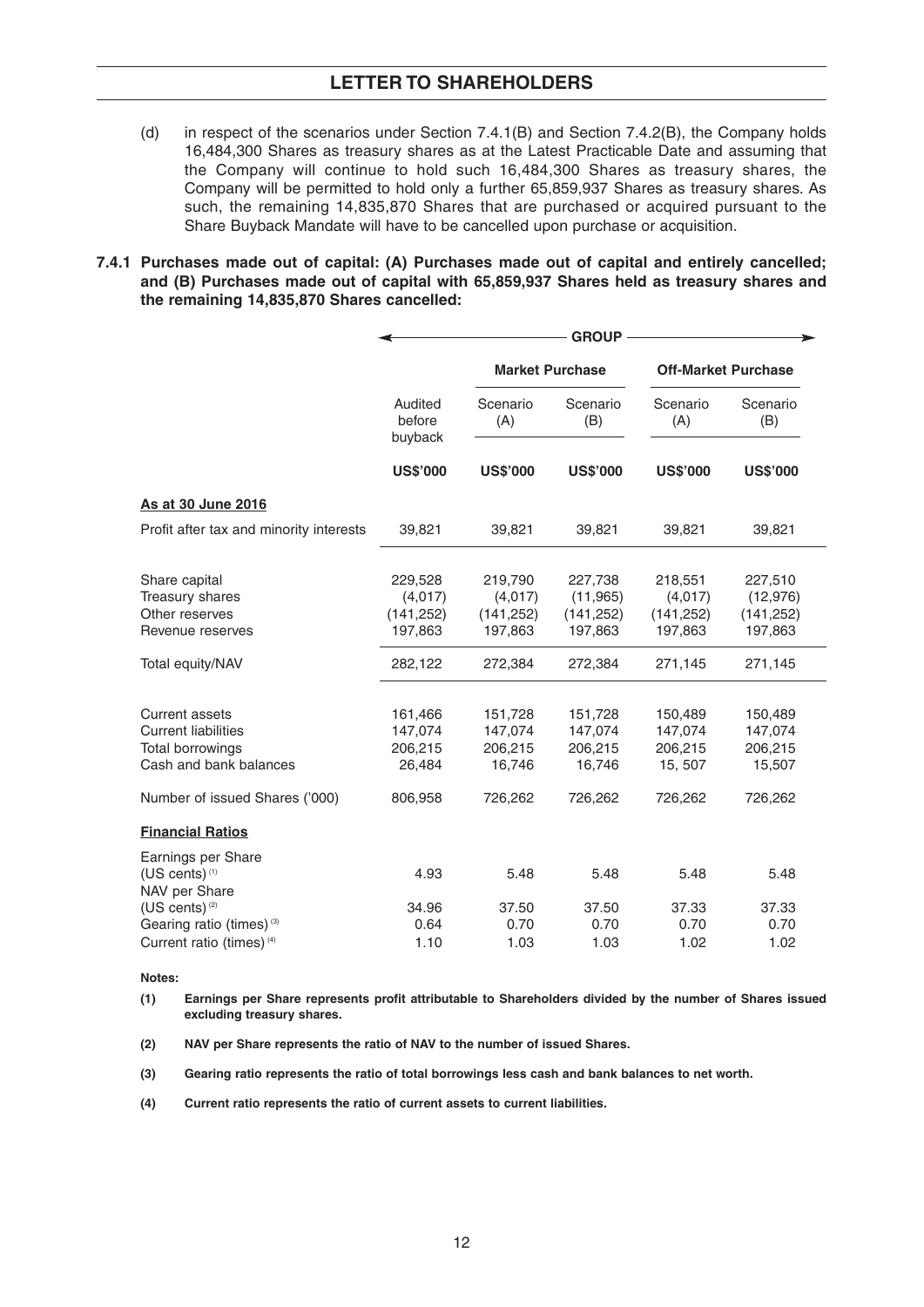(d) in respect of the scenarios under Section 7.4.1(B) and Section 7.4.2(B), the Company holds 16,484,300 Shares as treasury shares as at the Latest Practicable Date and assuming that the Company will continue to hold such 16,484,300 Shares as treasury shares, the Company will be permitted to hold only a further 65,859,937 Shares as treasury shares. As such, the remaining 14,835,870 Shares that are purchased or acquired pursuant to the Share Buyback Mandate will have to be cancelled upon purchase or acquisition.

**7.4.1 Purchases made out of capital: (A) Purchases made out of capital and entirely cancelled; and (B) Purchases made out of capital with 65,859,937 Shares held as treasury shares and the remaining 14,835,870 Shares cancelled:**

| | GROUP | | | | |
|---|---|---|---|---|---|
| | | Market Purchase | | Off-Market Purchase | |
| | Audited before buyback | Scenario (A) | Scenario (B) | Scenario (A) | Scenario (B) |
| | **US$'000** | **US$'000** | **US$'000** | **US$'000** | **US$'000** |
| **As at 30 June 2016** | | | | | |
| Profit after tax and minority interests | 39,821 | 39,821 | 39,821 | 39,821 | 39,821 |
| Share capital | 229,528 | 219,790 | 227,738 | 218,551 | 227,510 |
| Treasury shares | (4,017) | (4,017) | (11,965) | (4,017) | (12,976) |
| Other reserves | (141,252) | (141,252) | (141,252) | (141,252) | (141,252) |
| Revenue reserves | 197,863 | 197,863 | 197,863 | 197,863 | 197,863 |
| Total equity/NAV | 282,122 | 272,384 | 272,384 | 271,145 | 271,145 |
| Current assets | 161,466 | 151,728 | 151,728 | 150,489 | 150,489 |
| Current liabilities | 147,074 | 147,074 | 147,074 | 147,074 | 147,074 |
| Total borrowings | 206,215 | 206,215 | 206,215 | 206,215 | 206,215 |
| Cash and bank balances | 26,484 | 16,746 | 16,746 | 15, 507 | 15,507 |
| Number of issued Shares ('000) | 806,958 | 726,262 | 726,262 | 726,262 | 726,262 |
| **Financial Ratios** | | | | | |
| Earnings per Share (US cents) [(1)] | 4.93 | 5.48 | 5.48 | 5.48 | 5.48 |
| NAV per Share (US cents) [(2)] | 34.96 | 37.50 | 37.50 | 37.33 | 37.33 |
| Gearing ratio (times) [(3)] | 0.64 | 0.70 | 0.70 | 0.70 | 0.70 |
| Current ratio (times) [(4)] | 1.10 | 1.03 | 1.03 | 1.02 | 1.02 |

**Notes:**

**(1) Earnings per Share represents profit attributable to Shareholders divided by the number of Shares issued excluding treasury shares.**

**(2) NAV per Share represents the ratio of NAV to the number of issued Shares.**

**(3) Gearing ratio represents the ratio of total borrowings less cash and bank balances to net worth.**

**(4) Current ratio represents the ratio of current assets to current liabilities.**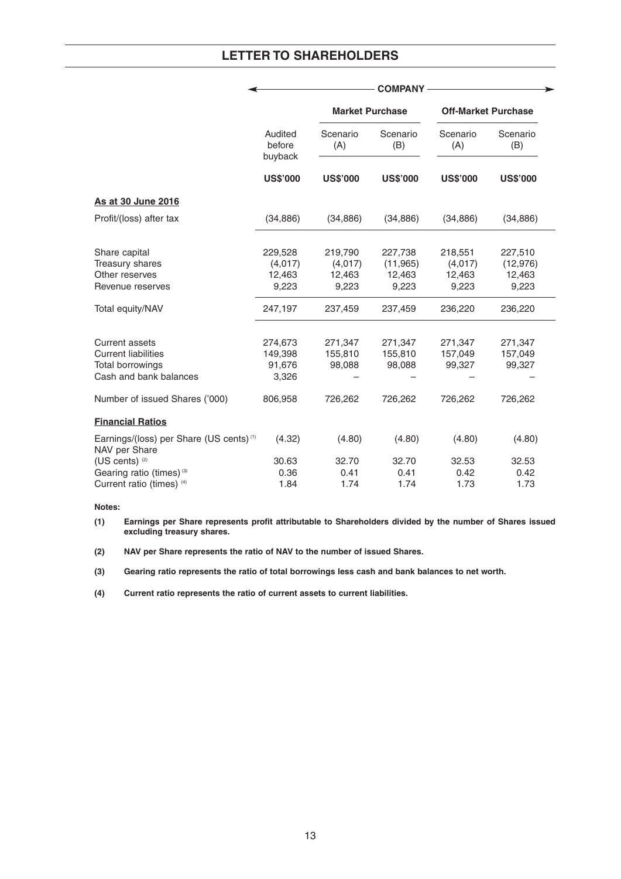## LETTER TO SHAREHOLDERS

| | COMPANY | | | | |
|---|---|---|---|---|---|
| | | Market Purchase | | Off-Market Purchase | |
| | Audited before buyback | Scenario (A) | Scenario (B) | Scenario (A) | Scenario (B) |
| | **US$'000** | **US$'000** | **US$'000** | **US$'000** | **US$'000** |
| **As at 30 June 2016** | | | | | |
| Profit/(loss) after tax | (34,886) | (34,886) | (34,886) | (34,886) | (34,886) |
| Share capital | 229,528 | 219,790 | 227,738 | 218,551 | 227,510 |
| Treasury shares | (4,017) | (4,017) | (11,965) | (4,017) | (12,976) |
| Other reserves | 12,463 | 12,463 | 12,463 | 12,463 | 12,463 |
| Revenue reserves | 9,223 | 9,223 | 9,223 | 9,223 | 9,223 |
| Total equity/NAV | 247,197 | 237,459 | 237,459 | 236,220 | 236,220 |
| Current assets | 274,673 | 271,347 | 271,347 | 271,347 | 271,347 |
| Current liabilities | 149,398 | 155,810 | 155,810 | 157,049 | 157,049 |
| Total borrowings | 91,676 | 98,088 | 98,088 | 99,327 | 99,327 |
| Cash and bank balances | 3,326 | – | – | – | – |
| Number of issued Shares ('000) | 806,958 | 726,262 | 726,262 | 726,262 | 726,262 |
| **Financial Ratios** | | | | | |
| Earnings/(loss) per Share (US cents) [1] | (4.32) | (4.80) | (4.80) | (4.80) | (4.80) |
| NAV per Share (US cents) [2] | 30.63 | 32.70 | 32.70 | 32.53 | 32.53 |
| Gearing ratio (times) [3] | 0.36 | 0.41 | 0.41 | 0.42 | 0.42 |
| Current ratio (times) [4] | 1.84 | 1.74 | 1.74 | 1.73 | 1.73 |

**Notes:**

**(1) Earnings per Share represents profit attributable to Shareholders divided by the number of Shares issued excluding treasury shares.**

**(2) NAV per Share represents the ratio of NAV to the number of issued Shares.**

**(3) Gearing ratio represents the ratio of total borrowings less cash and bank balances to net worth.**

**(4) Current ratio represents the ratio of current assets to current liabilities.**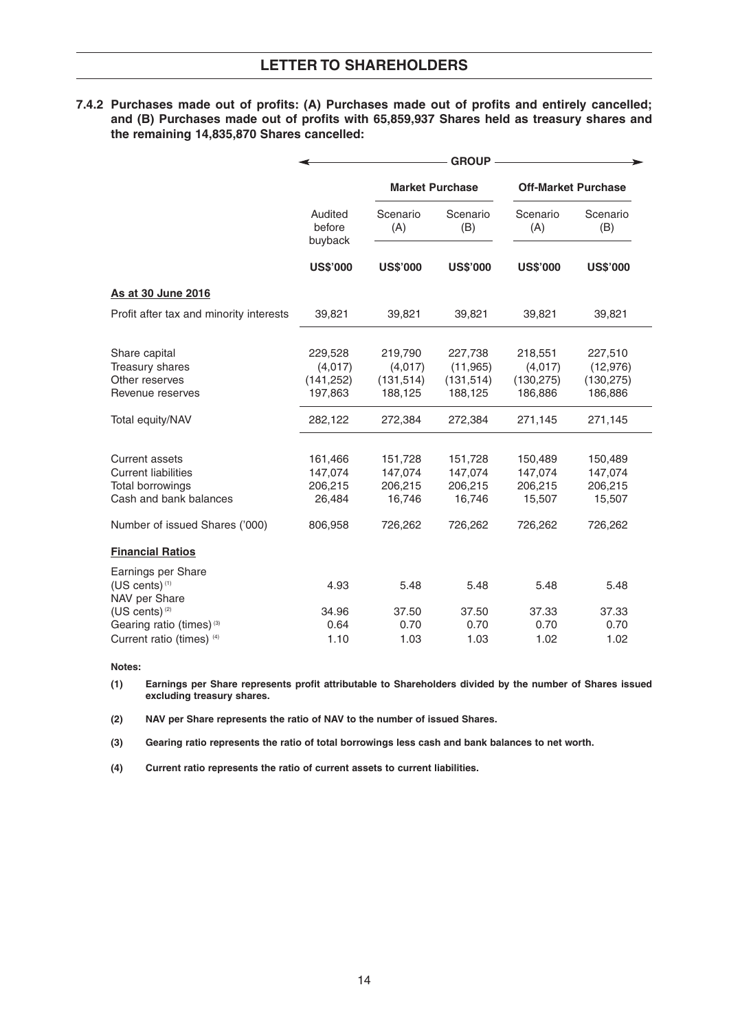**7.4.2 Purchases made out of profits: (A) Purchases made out of profits and entirely cancelled; and (B) Purchases made out of profits with 65,859,937 Shares held as treasury shares and the remaining 14,835,870 Shares cancelled:**

| | GROUP | | | | |
|---|---|---|---|---|---|
| | | Market Purchase | | Off-Market Purchase | |
| | Audited before buyback | Scenario (A) | Scenario (B) | Scenario (A) | Scenario (B) |
| | **US$'000** | **US$'000** | **US$'000** | **US$'000** | **US$'000** |
| **<u>As at 30 June 2016</u>** | | | | | |
| Profit after tax and minority interests | 39,821 | 39,821 | 39,821 | 39,821 | 39,821 |
| Share capital | 229,528 | 219,790 | 227,738 | 218,551 | 227,510 |
| Treasury shares | (4,017) | (4,017) | (11,965) | (4,017) | (12,976) |
| Other reserves | (141,252) | (131,514) | (131,514) | (130,275) | (130,275) |
| Revenue reserves | 197,863 | 188,125 | 188,125 | 186,886 | 186,886 |
| Total equity/NAV | 282,122 | 272,384 | 272,384 | 271,145 | 271,145 |
| Current assets | 161,466 | 151,728 | 151,728 | 150,489 | 150,489 |
| Current liabilities | 147,074 | 147,074 | 147,074 | 147,074 | 147,074 |
| Total borrowings | 206,215 | 206,215 | 206,215 | 206,215 | 206,215 |
| Cash and bank balances | 26,484 | 16,746 | 16,746 | 15,507 | 15,507 |
| Number of issued Shares ('000) | 806,958 | 726,262 | 726,262 | 726,262 | 726,262 |
| **<u>Financial Ratios</u>** | | | | | |
| Earnings per Share (US cents) [1] | 4.93 | 5.48 | 5.48 | 5.48 | 5.48 |
| NAV per Share (US cents) [2] | 34.96 | 37.50 | 37.50 | 37.33 | 37.33 |
| Gearing ratio (times) [3] | 0.64 | 0.70 | 0.70 | 0.70 | 0.70 |
| Current ratio (times) [4] | 1.10 | 1.03 | 1.03 | 1.02 | 1.02 |

**Notes:**

**(1) Earnings per Share represents profit attributable to Shareholders divided by the number of Shares issued excluding treasury shares.**

**(2) NAV per Share represents the ratio of NAV to the number of issued Shares.**

**(3) Gearing ratio represents the ratio of total borrowings less cash and bank balances to net worth.**

**(4) Current ratio represents the ratio of current assets to current liabilities.**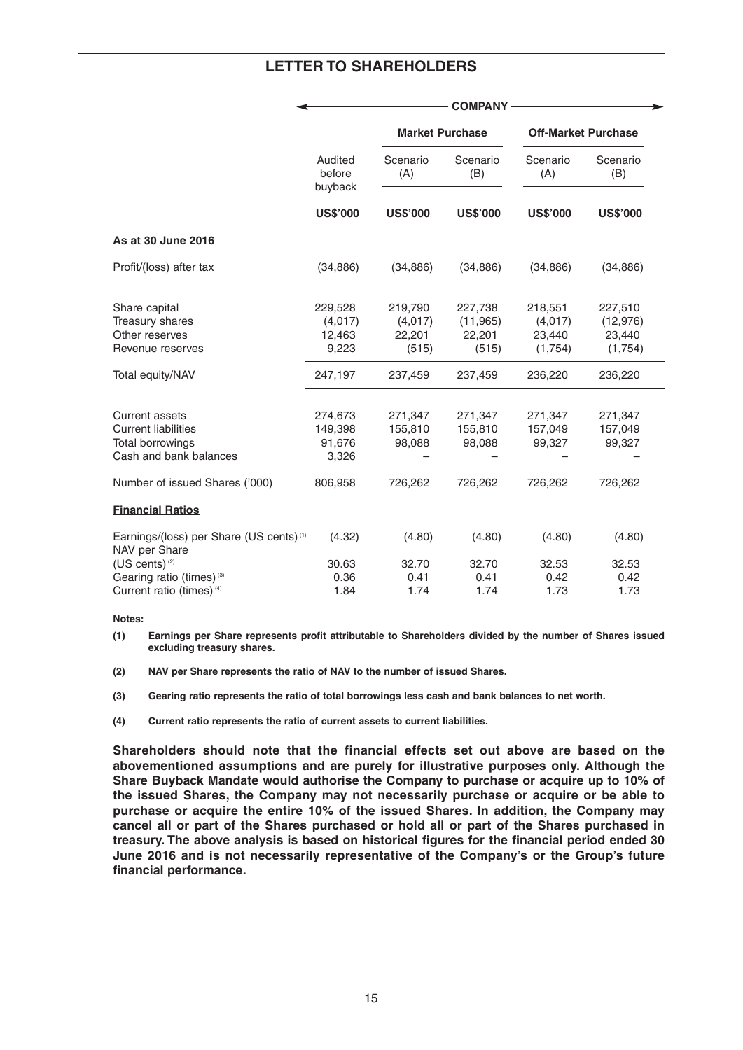| | COMPANY | | | | |
|---|---|---|---|---|---|
| | | Market Purchase | | Off-Market Purchase | |
| | Audited before buyback | Scenario (A) | Scenario (B) | Scenario (A) | Scenario (B) |
| | US$'000 | US$'000 | US$'000 | US$'000 | US$'000 |
| **As at 30 June 2016** | | | | | |
| Profit/(loss) after tax | (34,886) | (34,886) | (34,886) | (34,886) | (34,886) |
| Share capital | 229,528 | 219,790 | 227,738 | 218,551 | 227,510 |
| Treasury shares | (4,017) | (4,017) | (11,965) | (4,017) | (12,976) |
| Other reserves | 12,463 | 22,201 | 22,201 | 23,440 | 23,440 |
| Revenue reserves | 9,223 | (515) | (515) | (1,754) | (1,754) |
| Total equity/NAV | 247,197 | 237,459 | 237,459 | 236,220 | 236,220 |
| Current assets | 274,673 | 271,347 | 271,347 | 271,347 | 271,347 |
| Current liabilities | 149,398 | 155,810 | 155,810 | 157,049 | 157,049 |
| Total borrowings | 91,676 | 98,088 | 98,088 | 99,327 | 99,327 |
| Cash and bank balances | 3,326 | – | – | – | – |
| Number of issued Shares ('000) | 806,958 | 726,262 | 726,262 | 726,262 | 726,262 |
| **Financial Ratios** | | | | | |
| Earnings/(loss) per Share (US cents) [1] | (4.32) | (4.80) | (4.80) | (4.80) | (4.80) |
| NAV per Share (US cents) [2] | 30.63 | 32.70 | 32.70 | 32.53 | 32.53 |
| Gearing ratio (times) [3] | 0.36 | 0.41 | 0.41 | 0.42 | 0.42 |
| Current ratio (times) [4] | 1.84 | 1.74 | 1.74 | 1.73 | 1.73 |

**Notes:**

**(1) Earnings per Share represents profit attributable to Shareholders divided by the number of Shares issued excluding treasury shares.**

**(2) NAV per Share represents the ratio of NAV to the number of issued Shares.**

**(3) Gearing ratio represents the ratio of total borrowings less cash and bank balances to net worth.**

**(4) Current ratio represents the ratio of current assets to current liabilities.**

**Shareholders should note that the financial effects set out above are based on the abovementioned assumptions and are purely for illustrative purposes only. Although the Share Buyback Mandate would authorise the Company to purchase or acquire up to 10% of the issued Shares, the Company may not necessarily purchase or acquire or be able to purchase or acquire the entire 10% of the issued Shares. In addition, the Company may cancel all or part of the Shares purchased or hold all or part of the Shares purchased in treasury. The above analysis is based on historical figures for the financial period ended 30 June 2016 and is not necessarily representative of the Company's or the Group's future financial performance.**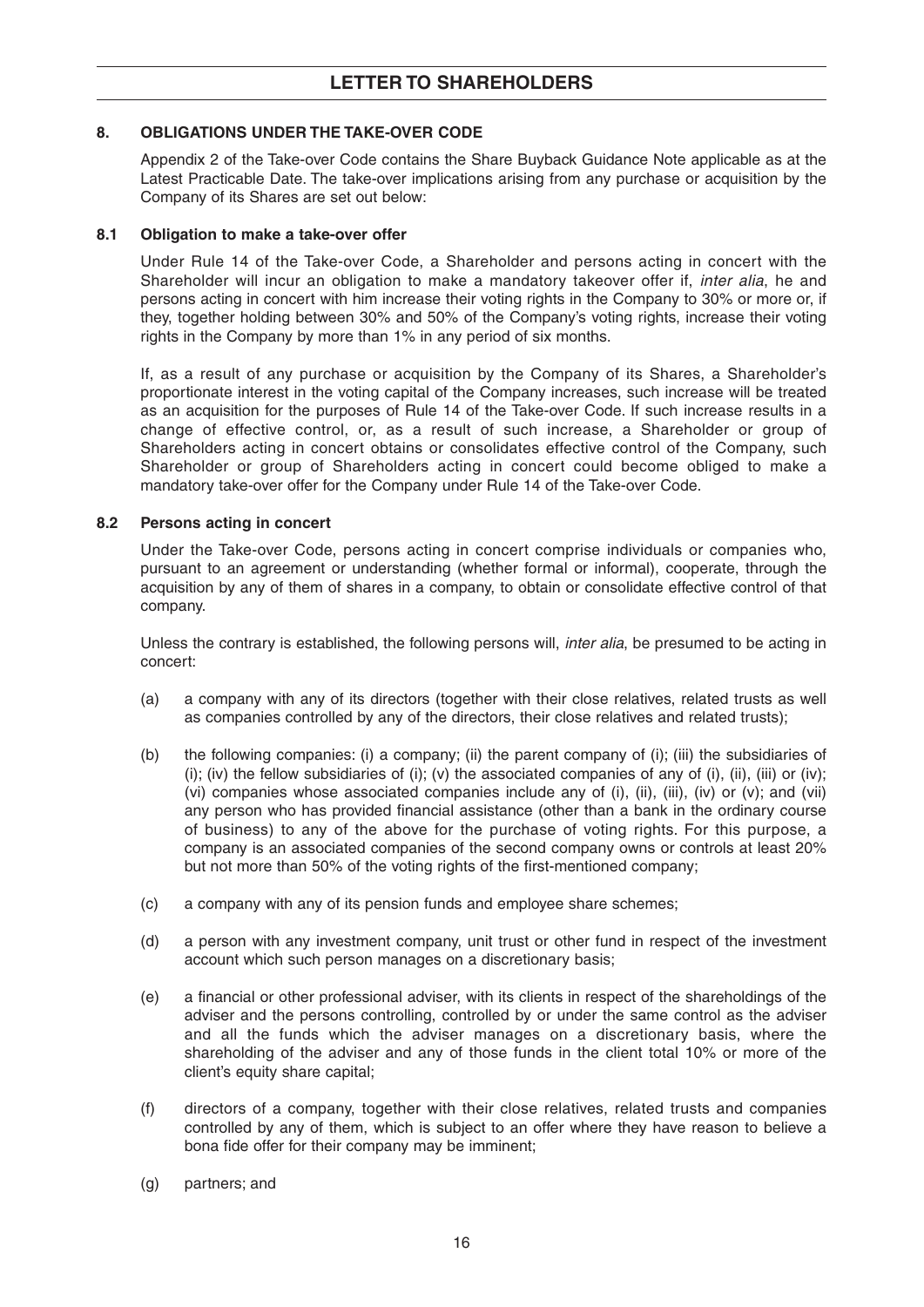## 8. OBLIGATIONS UNDER THE TAKE-OVER CODE

Appendix 2 of the Take-over Code contains the Share Buyback Guidance Note applicable as at the Latest Practicable Date. The take-over implications arising from any purchase or acquisition by the Company of its Shares are set out below:

### 8.1 Obligation to make a take-over offer

Under Rule 14 of the Take-over Code, a Shareholder and persons acting in concert with the Shareholder will incur an obligation to make a mandatory takeover offer if, *inter alia*, he and persons acting in concert with him increase their voting rights in the Company to 30% or more or, if they, together holding between 30% and 50% of the Company's voting rights, increase their voting rights in the Company by more than 1% in any period of six months.

If, as a result of any purchase or acquisition by the Company of its Shares, a Shareholder's proportionate interest in the voting capital of the Company increases, such increase will be treated as an acquisition for the purposes of Rule 14 of the Take-over Code. If such increase results in a change of effective control, or, as a result of such increase, a Shareholder or group of Shareholders acting in concert obtains or consolidates effective control of the Company, such Shareholder or group of Shareholders acting in concert could become obliged to make a mandatory take-over offer for the Company under Rule 14 of the Take-over Code.

### 8.2 Persons acting in concert

Under the Take-over Code, persons acting in concert comprise individuals or companies who, pursuant to an agreement or understanding (whether formal or informal), cooperate, through the acquisition by any of them of shares in a company, to obtain or consolidate effective control of that company.

Unless the contrary is established, the following persons will, *inter alia*, be presumed to be acting in concert:

(a) a company with any of its directors (together with their close relatives, related trusts as well as companies controlled by any of the directors, their close relatives and related trusts);

(b) the following companies: (i) a company; (ii) the parent company of (i); (iii) the subsidiaries of (i); (iv) the fellow subsidiaries of (i); (v) the associated companies of any of (i), (ii), (iii) or (iv); (vi) companies whose associated companies include any of (i), (ii), (iii), (iv) or (v); and (vii) any person who has provided financial assistance (other than a bank in the ordinary course of business) to any of the above for the purchase of voting rights. For this purpose, a company is an associated companies of the second company owns or controls at least 20% but not more than 50% of the voting rights of the first-mentioned company;

(c) a company with any of its pension funds and employee share schemes;

(d) a person with any investment company, unit trust or other fund in respect of the investment account which such person manages on a discretionary basis;

(e) a financial or other professional adviser, with its clients in respect of the shareholdings of the adviser and the persons controlling, controlled by or under the same control as the adviser and all the funds which the adviser manages on a discretionary basis, where the shareholding of the adviser and any of those funds in the client total 10% or more of the client's equity share capital;

(f) directors of a company, together with their close relatives, related trusts and companies controlled by any of them, which is subject to an offer where they have reason to believe a bona fide offer for their company may be imminent;

(g) partners; and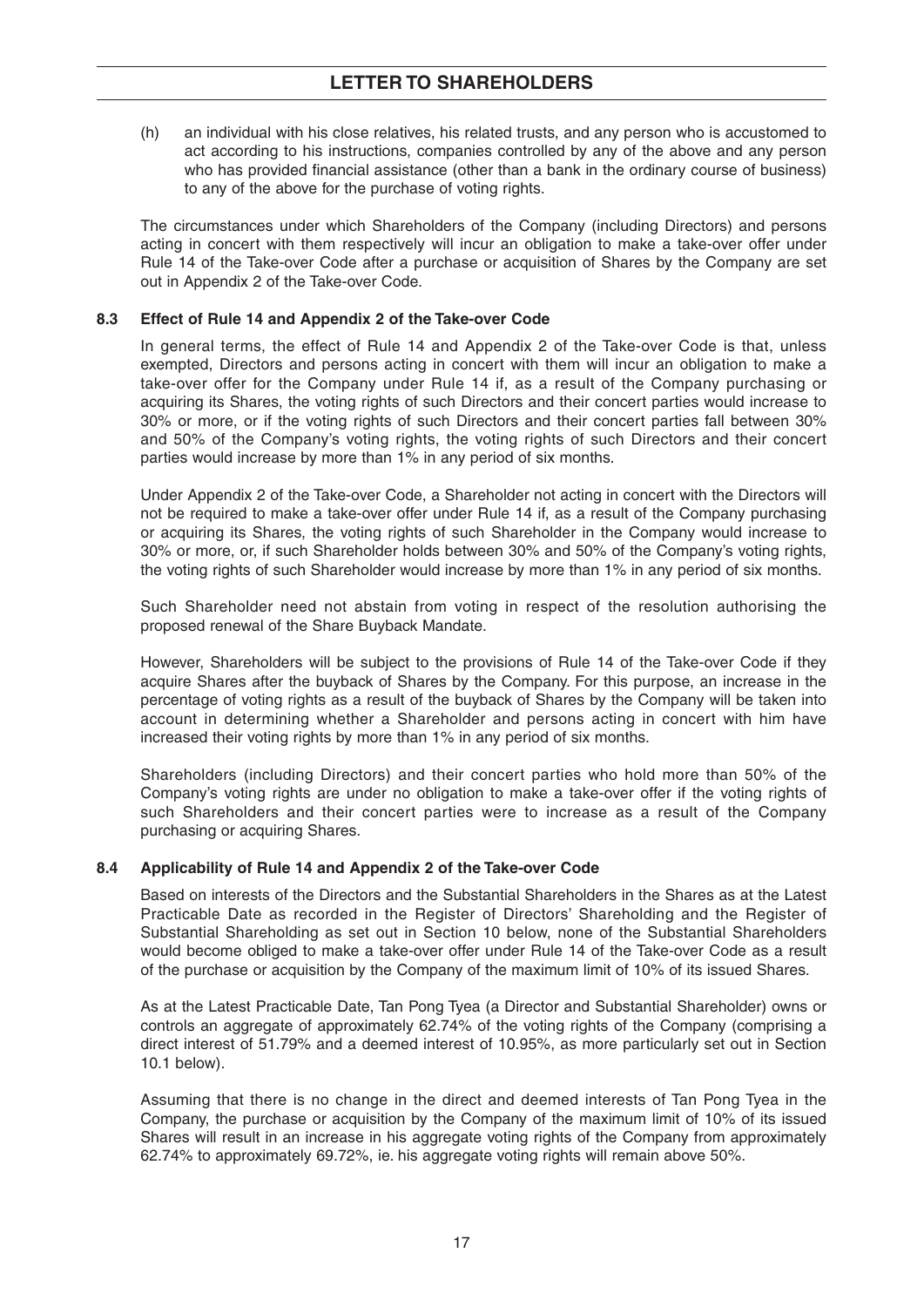(h) an individual with his close relatives, his related trusts, and any person who is accustomed to act according to his instructions, companies controlled by any of the above and any person who has provided financial assistance (other than a bank in the ordinary course of business) to any of the above for the purchase of voting rights.

The circumstances under which Shareholders of the Company (including Directors) and persons acting in concert with them respectively will incur an obligation to make a take-over offer under Rule 14 of the Take-over Code after a purchase or acquisition of Shares by the Company are set out in Appendix 2 of the Take-over Code.

### 8.3 Effect of Rule 14 and Appendix 2 of the Take-over Code

In general terms, the effect of Rule 14 and Appendix 2 of the Take-over Code is that, unless exempted, Directors and persons acting in concert with them will incur an obligation to make a take-over offer for the Company under Rule 14 if, as a result of the Company purchasing or acquiring its Shares, the voting rights of such Directors and their concert parties would increase to 30% or more, or if the voting rights of such Directors and their concert parties fall between 30% and 50% of the Company's voting rights, the voting rights of such Directors and their concert parties would increase by more than 1% in any period of six months.

Under Appendix 2 of the Take-over Code, a Shareholder not acting in concert with the Directors will not be required to make a take-over offer under Rule 14 if, as a result of the Company purchasing or acquiring its Shares, the voting rights of such Shareholder in the Company would increase to 30% or more, or, if such Shareholder holds between 30% and 50% of the Company's voting rights, the voting rights of such Shareholder would increase by more than 1% in any period of six months.

Such Shareholder need not abstain from voting in respect of the resolution authorising the proposed renewal of the Share Buyback Mandate.

However, Shareholders will be subject to the provisions of Rule 14 of the Take-over Code if they acquire Shares after the buyback of Shares by the Company. For this purpose, an increase in the percentage of voting rights as a result of the buyback of Shares by the Company will be taken into account in determining whether a Shareholder and persons acting in concert with him have increased their voting rights by more than 1% in any period of six months.

Shareholders (including Directors) and their concert parties who hold more than 50% of the Company's voting rights are under no obligation to make a take-over offer if the voting rights of such Shareholders and their concert parties were to increase as a result of the Company purchasing or acquiring Shares.

### 8.4 Applicability of Rule 14 and Appendix 2 of the Take-over Code

Based on interests of the Directors and the Substantial Shareholders in the Shares as at the Latest Practicable Date as recorded in the Register of Directors' Shareholding and the Register of Substantial Shareholding as set out in Section 10 below, none of the Substantial Shareholders would become obliged to make a take-over offer under Rule 14 of the Take-over Code as a result of the purchase or acquisition by the Company of the maximum limit of 10% of its issued Shares.

As at the Latest Practicable Date, Tan Pong Tyea (a Director and Substantial Shareholder) owns or controls an aggregate of approximately 62.74% of the voting rights of the Company (comprising a direct interest of 51.79% and a deemed interest of 10.95%, as more particularly set out in Section 10.1 below).

Assuming that there is no change in the direct and deemed interests of Tan Pong Tyea in the Company, the purchase or acquisition by the Company of the maximum limit of 10% of its issued Shares will result in an increase in his aggregate voting rights of the Company from approximately 62.74% to approximately 69.72%, ie. his aggregate voting rights will remain above 50%.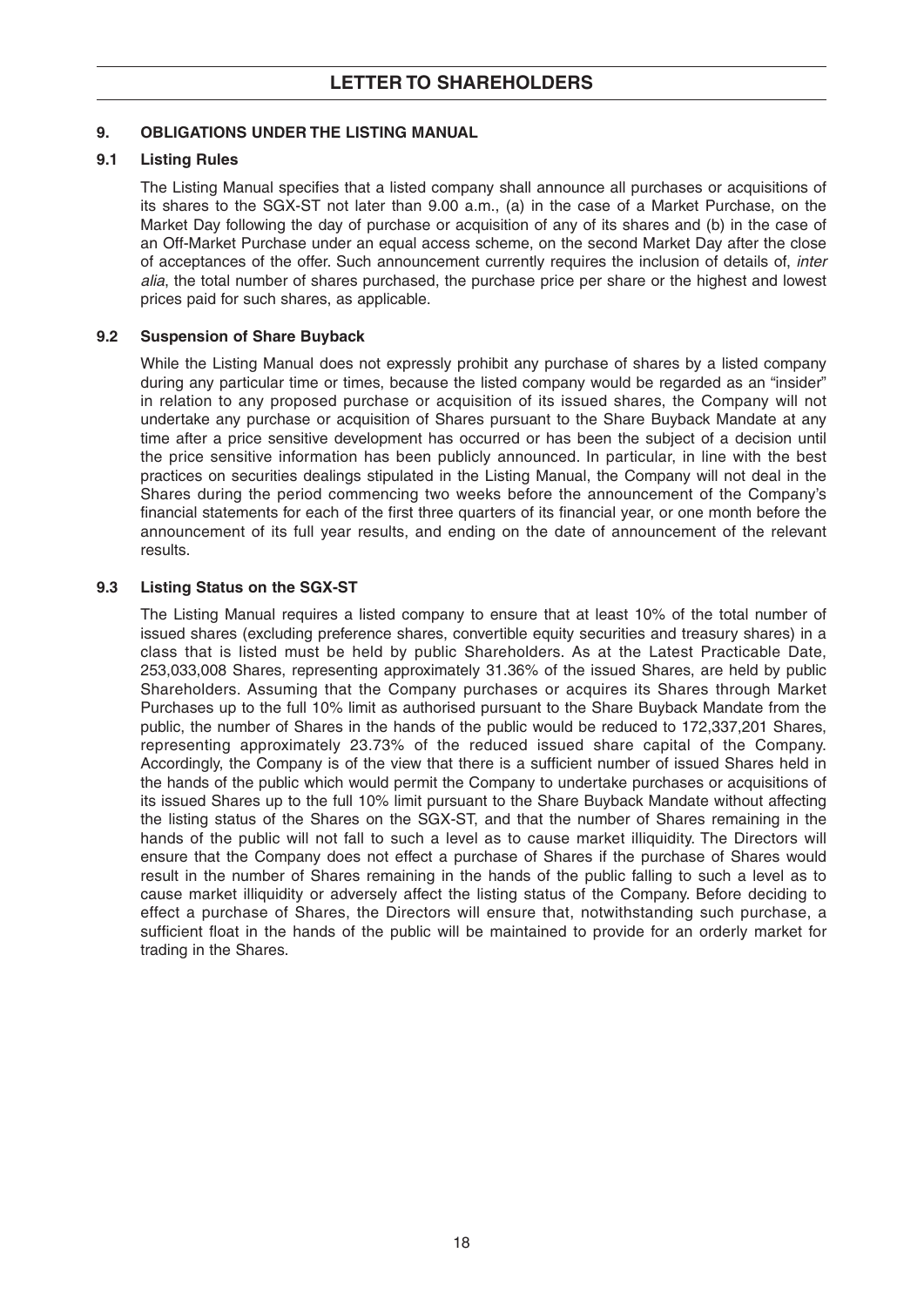## 9. OBLIGATIONS UNDER THE LISTING MANUAL

### 9.1 Listing Rules

The Listing Manual specifies that a listed company shall announce all purchases or acquisitions of its shares to the SGX-ST not later than 9.00 a.m., (a) in the case of a Market Purchase, on the Market Day following the day of purchase or acquisition of any of its shares and (b) in the case of an Off-Market Purchase under an equal access scheme, on the second Market Day after the close of acceptances of the offer. Such announcement currently requires the inclusion of details of, *inter alia*, the total number of shares purchased, the purchase price per share or the highest and lowest prices paid for such shares, as applicable.

### 9.2 Suspension of Share Buyback

While the Listing Manual does not expressly prohibit any purchase of shares by a listed company during any particular time or times, because the listed company would be regarded as an "insider" in relation to any proposed purchase or acquisition of its issued shares, the Company will not undertake any purchase or acquisition of Shares pursuant to the Share Buyback Mandate at any time after a price sensitive development has occurred or has been the subject of a decision until the price sensitive information has been publicly announced. In particular, in line with the best practices on securities dealings stipulated in the Listing Manual, the Company will not deal in the Shares during the period commencing two weeks before the announcement of the Company's financial statements for each of the first three quarters of its financial year, or one month before the announcement of its full year results, and ending on the date of announcement of the relevant results.

### 9.3 Listing Status on the SGX-ST

The Listing Manual requires a listed company to ensure that at least 10% of the total number of issued shares (excluding preference shares, convertible equity securities and treasury shares) in a class that is listed must be held by public Shareholders. As at the Latest Practicable Date, 253,033,008 Shares, representing approximately 31.36% of the issued Shares, are held by public Shareholders. Assuming that the Company purchases or acquires its Shares through Market Purchases up to the full 10% limit as authorised pursuant to the Share Buyback Mandate from the public, the number of Shares in the hands of the public would be reduced to 172,337,201 Shares, representing approximately 23.73% of the reduced issued share capital of the Company. Accordingly, the Company is of the view that there is a sufficient number of issued Shares held in the hands of the public which would permit the Company to undertake purchases or acquisitions of its issued Shares up to the full 10% limit pursuant to the Share Buyback Mandate without affecting the listing status of the Shares on the SGX-ST, and that the number of Shares remaining in the hands of the public will not fall to such a level as to cause market illiquidity. The Directors will ensure that the Company does not effect a purchase of Shares if the purchase of Shares would result in the number of Shares remaining in the hands of the public falling to such a level as to cause market illiquidity or adversely affect the listing status of the Company. Before deciding to effect a purchase of Shares, the Directors will ensure that, notwithstanding such purchase, a sufficient float in the hands of the public will be maintained to provide for an orderly market for trading in the Shares.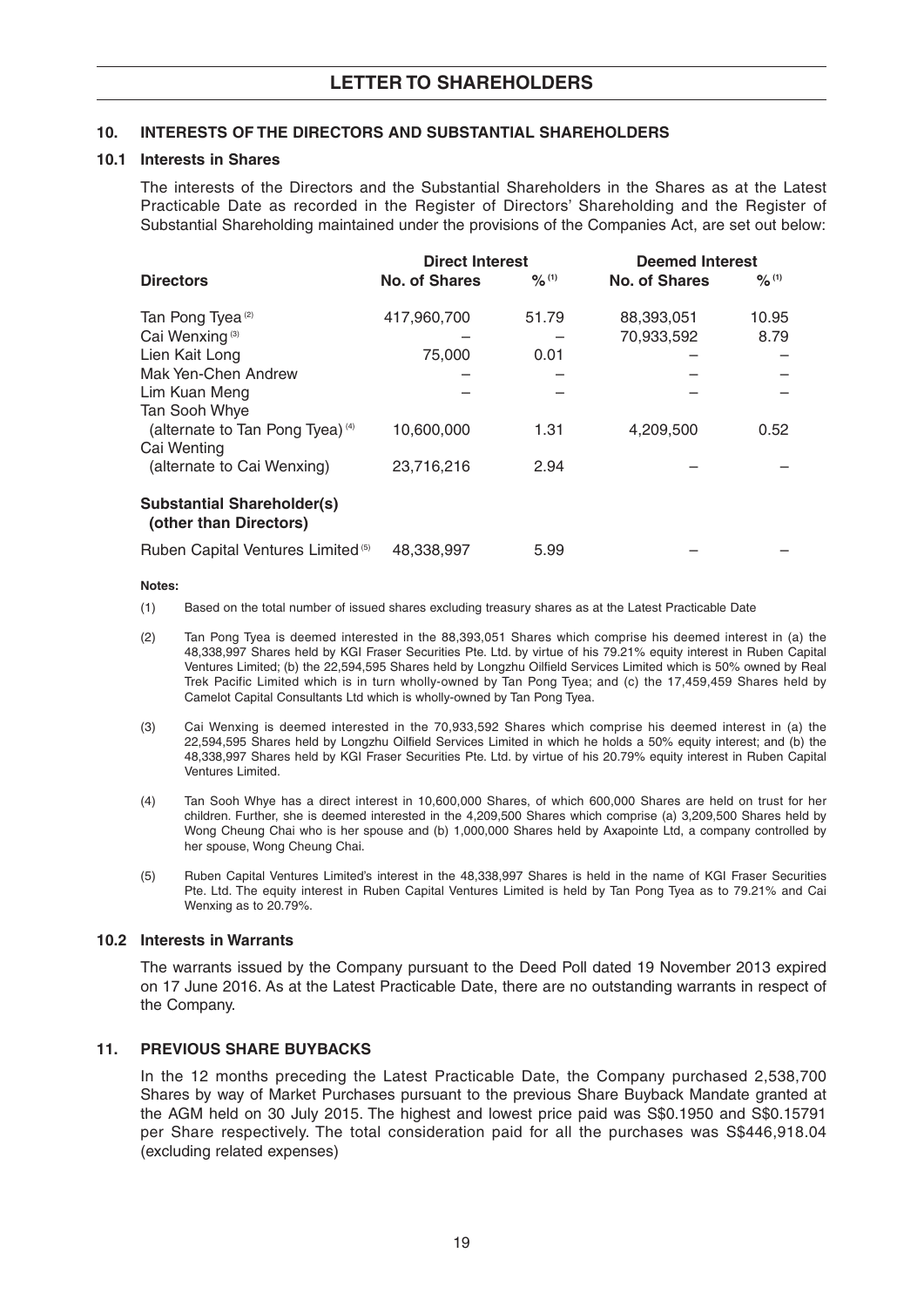## LETTER TO SHAREHOLDERS

### 10. INTERESTS OF THE DIRECTORS AND SUBSTANTIAL SHAREHOLDERS

#### 10.1 Interests in Shares

The interests of the Directors and the Substantial Shareholders in the Shares as at the Latest Practicable Date as recorded in the Register of Directors' Shareholding and the Register of Substantial Shareholding maintained under the provisions of the Companies Act, are set out below:

| | Direct Interest | | Deemed Interest | |
|---|---|---|---|---|
| **Directors** | **No. of Shares** | **%** [(1)] | **No. of Shares** | **%** [(1)] |
| Tan Pong Tyea [(2)] | 417,960,700 | 51.79 | 88,393,051 | 10.95 |
| Cai Wenxing [(3)] | – | – | 70,933,592 | 8.79 |
| Lien Kait Long | 75,000 | 0.01 | – | – |
| Mak Yen-Chen Andrew | – | – | – | – |
| Lim Kuan Meng | – | – | – | – |
| Tan Sooh Whye (alternate to Tan Pong Tyea) [(4)] | 10,600,000 | 1.31 | 4,209,500 | 0.52 |
| Cai Wenting (alternate to Cai Wenxing) | 23,716,216 | 2.94 | – | – |
| **Substantial Shareholder(s) (other than Directors)** | | | | |
| Ruben Capital Ventures Limited [(5)] | 48,338,997 | 5.99 | – | – |

**Notes:**

(1) Based on the total number of issued shares excluding treasury shares as at the Latest Practicable Date

(2) Tan Pong Tyea is deemed interested in the 88,393,051 Shares which comprise his deemed interest in (a) the 48,338,997 Shares held by KGI Fraser Securities Pte. Ltd. by virtue of his 79.21% equity interest in Ruben Capital Ventures Limited; (b) the 22,594,595 Shares held by Longzhu Oilfield Services Limited which is 50% owned by Real Trek Pacific Limited which is in turn wholly-owned by Tan Pong Tyea; and (c) the 17,459,459 Shares held by Camelot Capital Consultants Ltd which is wholly-owned by Tan Pong Tyea.

(3) Cai Wenxing is deemed interested in the 70,933,592 Shares which comprise his deemed interest in (a) the 22,594,595 Shares held by Longzhu Oilfield Services Limited in which he holds a 50% equity interest; and (b) the 48,338,997 Shares held by KGI Fraser Securities Pte. Ltd. by virtue of his 20.79% equity interest in Ruben Capital Ventures Limited.

(4) Tan Sooh Whye has a direct interest in 10,600,000 Shares, of which 600,000 Shares are held on trust for her children. Further, she is deemed interested in the 4,209,500 Shares which comprise (a) 3,209,500 Shares held by Wong Cheung Chai who is her spouse and (b) 1,000,000 Shares held by Axapointe Ltd, a company controlled by her spouse, Wong Cheung Chai.

(5) Ruben Capital Ventures Limited's interest in the 48,338,997 Shares is held in the name of KGI Fraser Securities Pte. Ltd. The equity interest in Ruben Capital Ventures Limited is held by Tan Pong Tyea as to 79.21% and Cai Wenxing as to 20.79%.

#### 10.2 Interests in Warrants

The warrants issued by the Company pursuant to the Deed Poll dated 19 November 2013 expired on 17 June 2016. As at the Latest Practicable Date, there are no outstanding warrants in respect of the Company.

### 11. PREVIOUS SHARE BUYBACKS

In the 12 months preceding the Latest Practicable Date, the Company purchased 2,538,700 Shares by way of Market Purchases pursuant to the previous Share Buyback Mandate granted at the AGM held on 30 July 2015. The highest and lowest price paid was S$0.1950 and S$0.15791 per Share respectively. The total consideration paid for all the purchases was S$446,918.04 (excluding related expenses)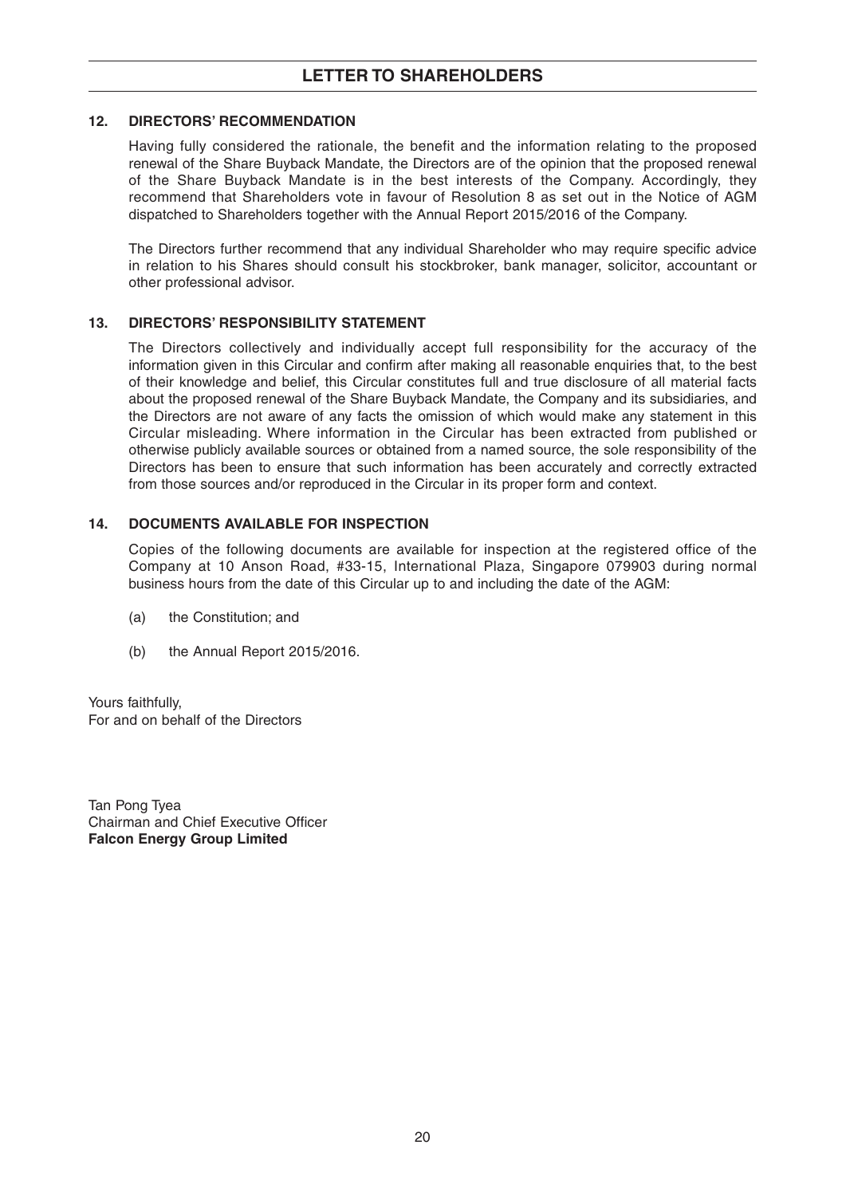## 12. DIRECTORS' RECOMMENDATION

Having fully considered the rationale, the benefit and the information relating to the proposed renewal of the Share Buyback Mandate, the Directors are of the opinion that the proposed renewal of the Share Buyback Mandate is in the best interests of the Company. Accordingly, they recommend that Shareholders vote in favour of Resolution 8 as set out in the Notice of AGM dispatched to Shareholders together with the Annual Report 2015/2016 of the Company.

The Directors further recommend that any individual Shareholder who may require specific advice in relation to his Shares should consult his stockbroker, bank manager, solicitor, accountant or other professional advisor.

## 13. DIRECTORS' RESPONSIBILITY STATEMENT

The Directors collectively and individually accept full responsibility for the accuracy of the information given in this Circular and confirm after making all reasonable enquiries that, to the best of their knowledge and belief, this Circular constitutes full and true disclosure of all material facts about the proposed renewal of the Share Buyback Mandate, the Company and its subsidiaries, and the Directors are not aware of any facts the omission of which would make any statement in this Circular misleading. Where information in the Circular has been extracted from published or otherwise publicly available sources or obtained from a named source, the sole responsibility of the Directors has been to ensure that such information has been accurately and correctly extracted from those sources and/or reproduced in the Circular in its proper form and context.

## 14. DOCUMENTS AVAILABLE FOR INSPECTION

Copies of the following documents are available for inspection at the registered office of the Company at 10 Anson Road, #33-15, International Plaza, Singapore 079903 during normal business hours from the date of this Circular up to and including the date of the AGM:

(a) the Constitution; and

(b) the Annual Report 2015/2016.

Yours faithfully,
For and on behalf of the Directors

Tan Pong Tyea
Chairman and Chief Executive Officer
**Falcon Energy Group Limited**